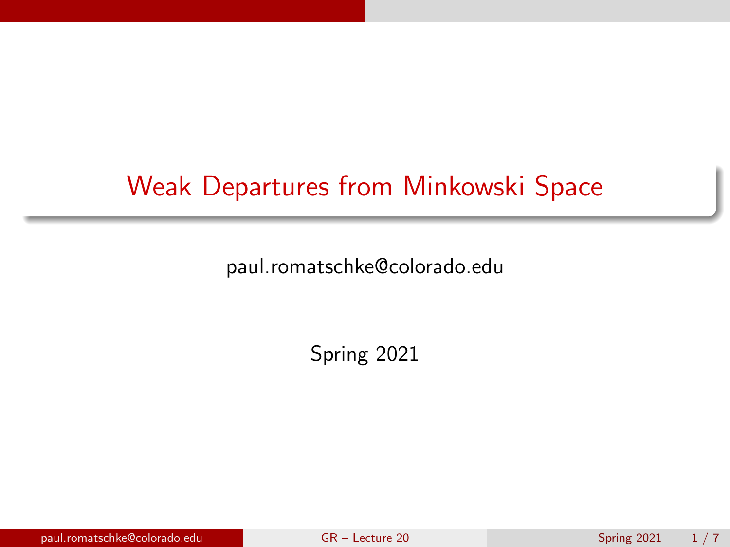# Weak Departures from Minkowski Space

paul.romatschke@colorado.edu

Spring 2021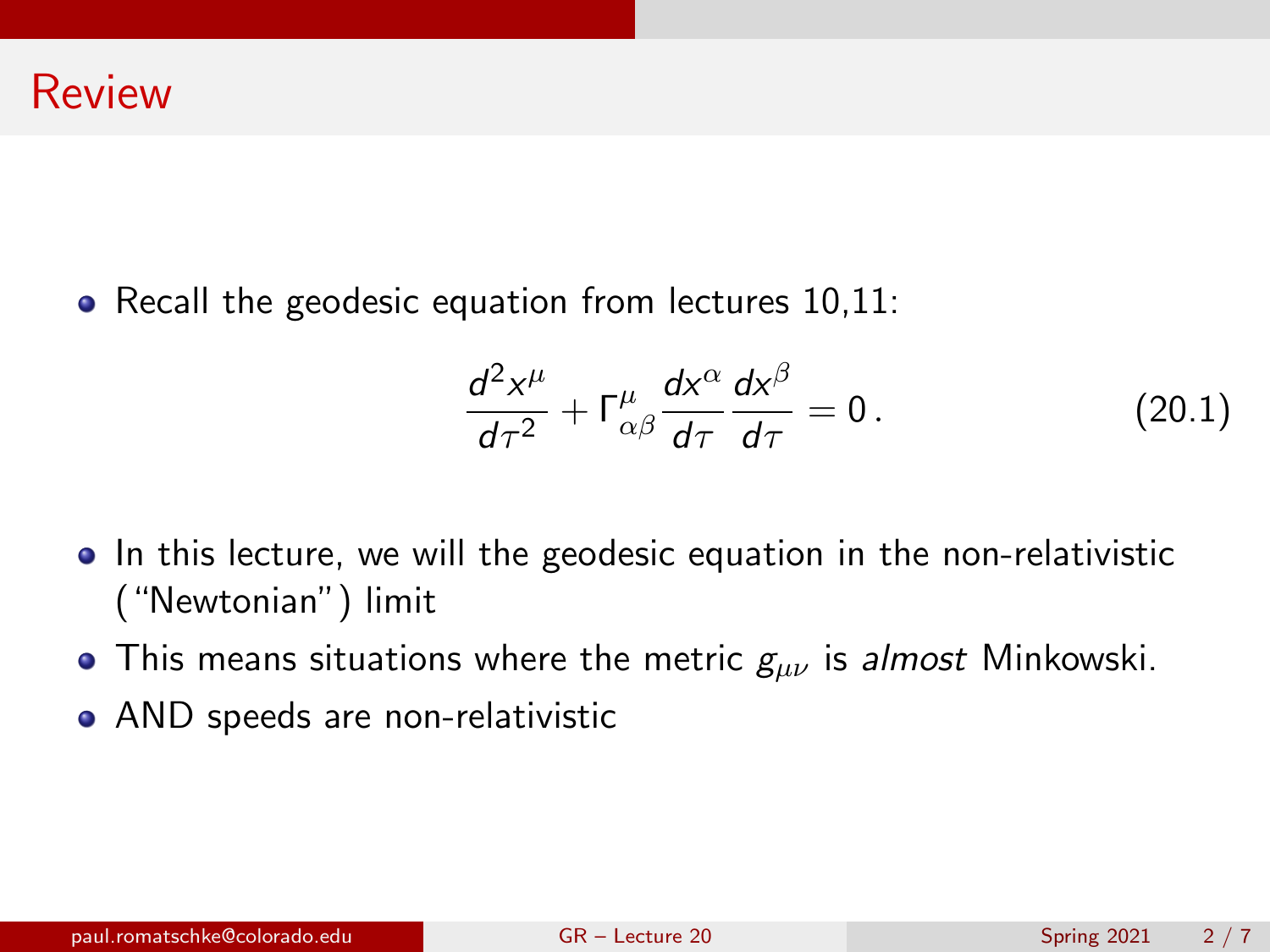# Review

- Recall the geodesic equation from lectures 10,11:

$$\frac{d^2 x^\mu}{d\tau^2} + \Gamma^\mu_{\alpha\beta} \frac{dx^\alpha}{d\tau} \frac{dx^\beta}{d\tau} = 0\,. \tag{20.1}$$

- In this lecture, we will the geodesic equation in the non-relativistic ("Newtonian") limit
- This means situations where the metric $g_{\mu\nu}$ is *almost* Minkowski.
- AND speeds are non-relativistic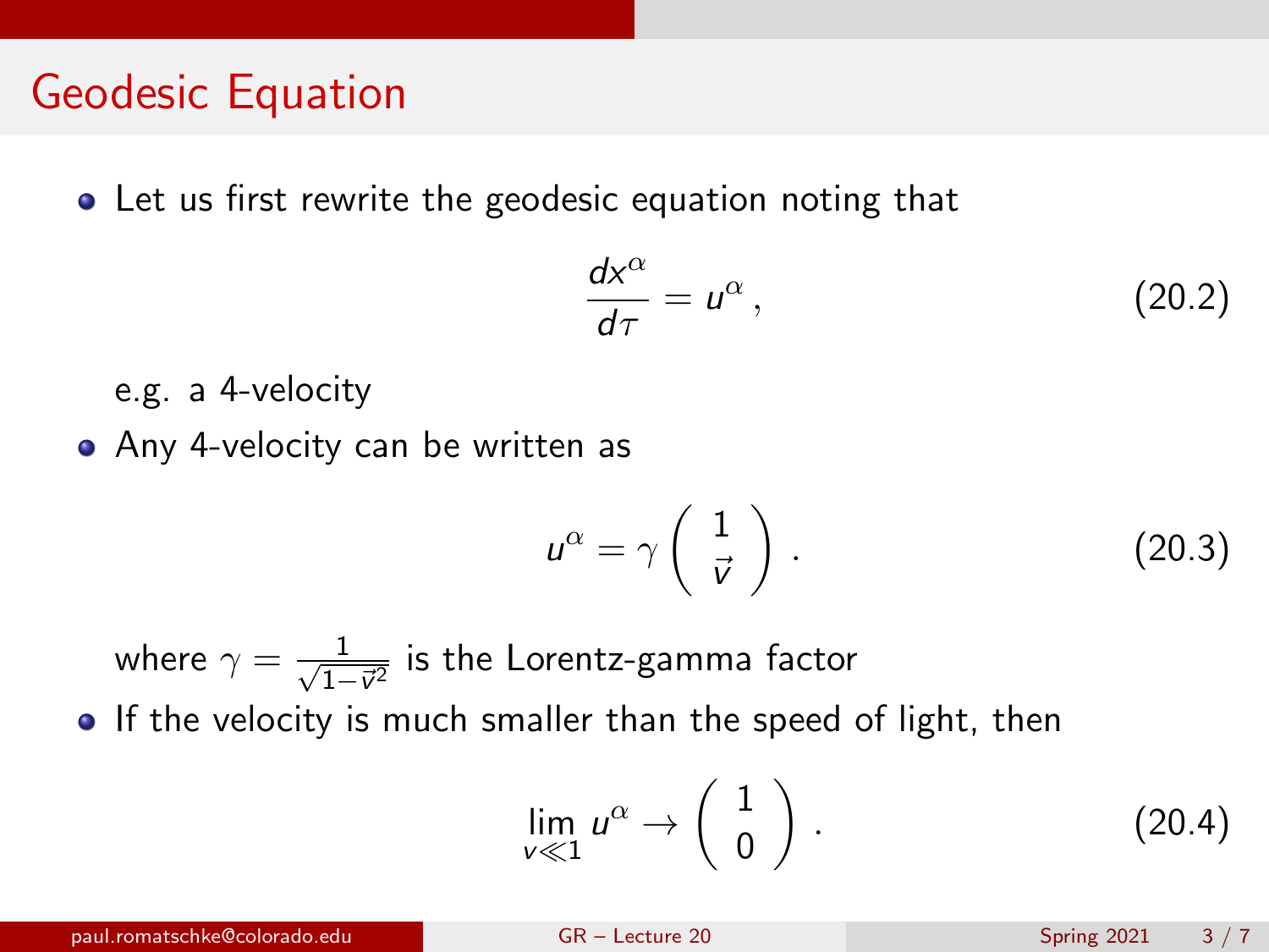## Geodesic Equation

- Let us first rewrite the geodesic equation noting that

$$\frac{dx^\alpha}{d\tau} = u^\alpha \,, \tag{20.2}$$

e.g. a 4-velocity

- Any 4-velocity can be written as

$$u^\alpha = \gamma \begin{pmatrix} 1 \\ \vec{v} \end{pmatrix} . \tag{20.3}$$

where $\gamma = \frac{1}{\sqrt{1-\vec{v}^2}}$ is the Lorentz-gamma factor

- If the velocity is much smaller than the speed of light, then

$$\lim_{v \ll 1} u^\alpha \to \begin{pmatrix} 1 \\ 0 \end{pmatrix} . \tag{20.4}$$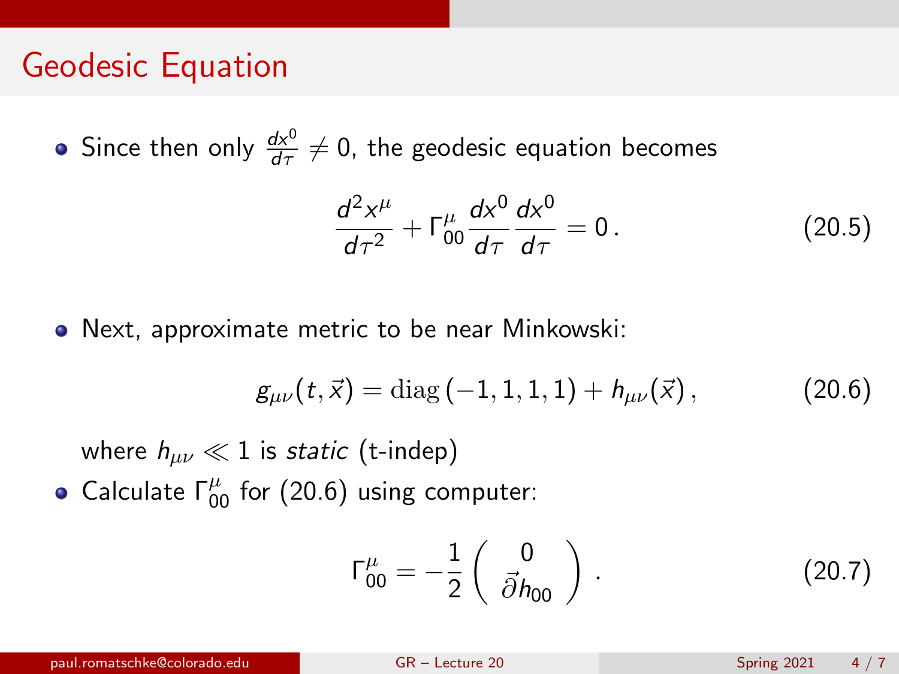# Geodesic Equation

- Since then only $\frac{dx^0}{d\tau} \neq 0$, the geodesic equation becomes

$$\frac{d^2 x^\mu}{d\tau^2} + \Gamma^\mu_{00} \frac{dx^0}{d\tau} \frac{dx^0}{d\tau} = 0\,. \tag{20.5}$$

- Next, approximate metric to be near Minkowski:

$$g_{\mu\nu}(t, \vec{x}) = \mathrm{diag}\left(-1, 1, 1, 1\right) + h_{\mu\nu}(\vec{x})\,, \tag{20.6}$$

  where $h_{\mu\nu} \ll 1$ is *static* (t-indep)

- Calculate $\Gamma^\mu_{00}$ for (20.6) using computer:

$$\Gamma^\mu_{00} = -\frac{1}{2} \begin{pmatrix} 0 \\ \vec{\partial} h_{00} \end{pmatrix}\,. \tag{20.7}$$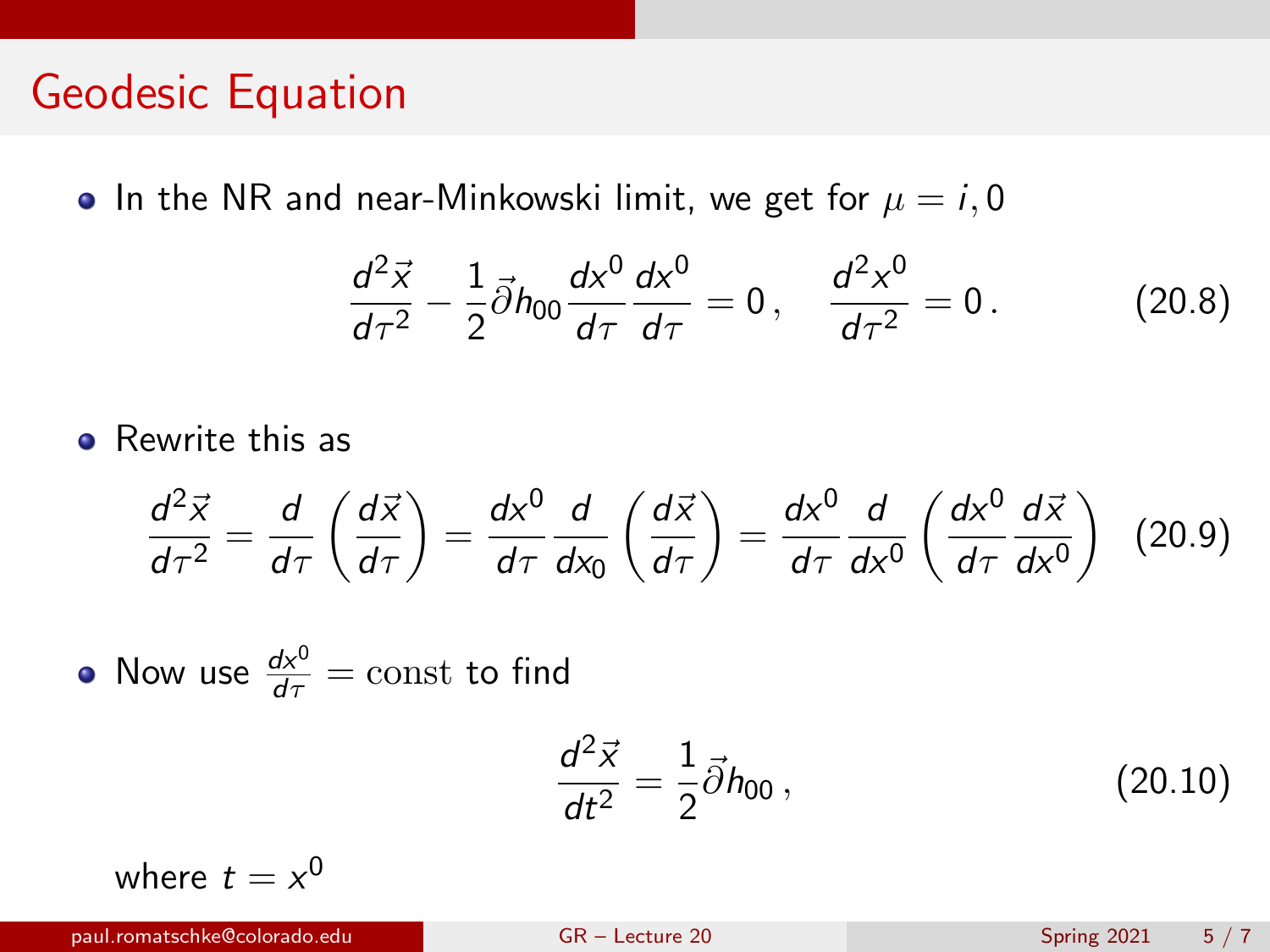# Geodesic Equation

- In the NR and near-Minkowski limit, we get for $\mu = i, 0$

$$\frac{d^2\vec{x}}{d\tau^2} - \frac{1}{2}\vec{\partial} h_{00} \frac{dx^0}{d\tau}\frac{dx^0}{d\tau} = 0\,, \quad \frac{d^2 x^0}{d\tau^2} = 0\,. \tag{20.8}$$

- Rewrite this as

$$\frac{d^2\vec{x}}{d\tau^2} = \frac{d}{d\tau}\left(\frac{d\vec{x}}{d\tau}\right) = \frac{dx^0}{d\tau}\frac{d}{dx_0}\left(\frac{d\vec{x}}{d\tau}\right) = \frac{dx^0}{d\tau}\frac{d}{dx^0}\left(\frac{dx^0}{d\tau}\frac{d\vec{x}}{dx^0}\right) \tag{20.9}$$

- Now use $\frac{dx^0}{d\tau} = \mathrm{const}$ to find

$$\frac{d^2\vec{x}}{dt^2} = \frac{1}{2}\vec{\partial} h_{00}\,, \tag{20.10}$$

  where $t = x^0$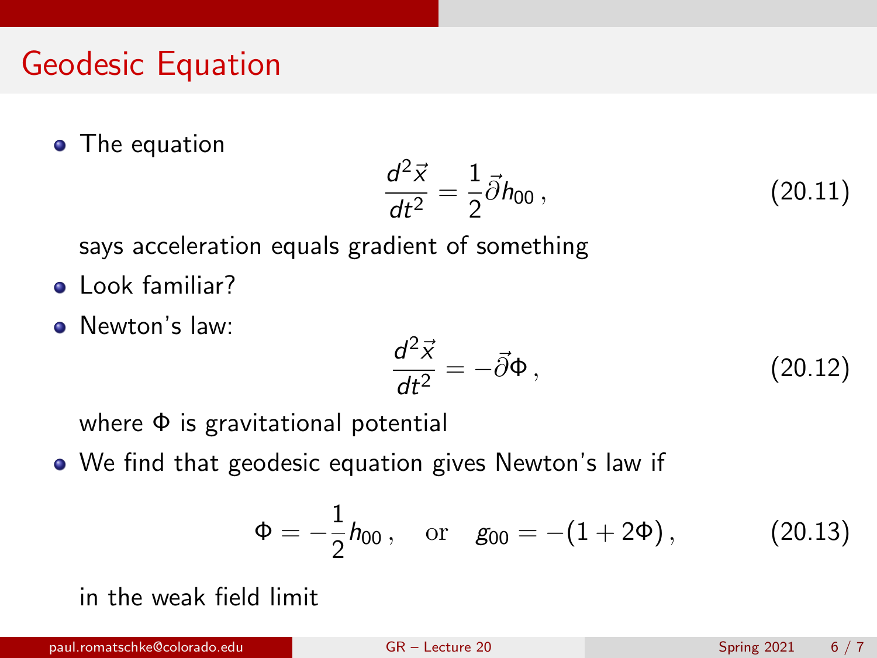# Geodesic Equation

- The equation

$$\frac{d^2\vec{x}}{dt^2} = \frac{1}{2}\vec{\partial} h_{00}\,, \tag{20.11}$$

  says acceleration equals gradient of something
- Look familiar?
- Newton's law:

$$\frac{d^2\vec{x}}{dt^2} = -\vec{\partial}\Phi\,, \tag{20.12}$$

  where $\Phi$ is gravitational potential
- We find that geodesic equation gives Newton's law if

$$\Phi = -\frac{1}{2}h_{00}\,, \quad \text{or} \quad g_{00} = -(1+2\Phi)\,, \tag{20.13}$$

  in the weak field limit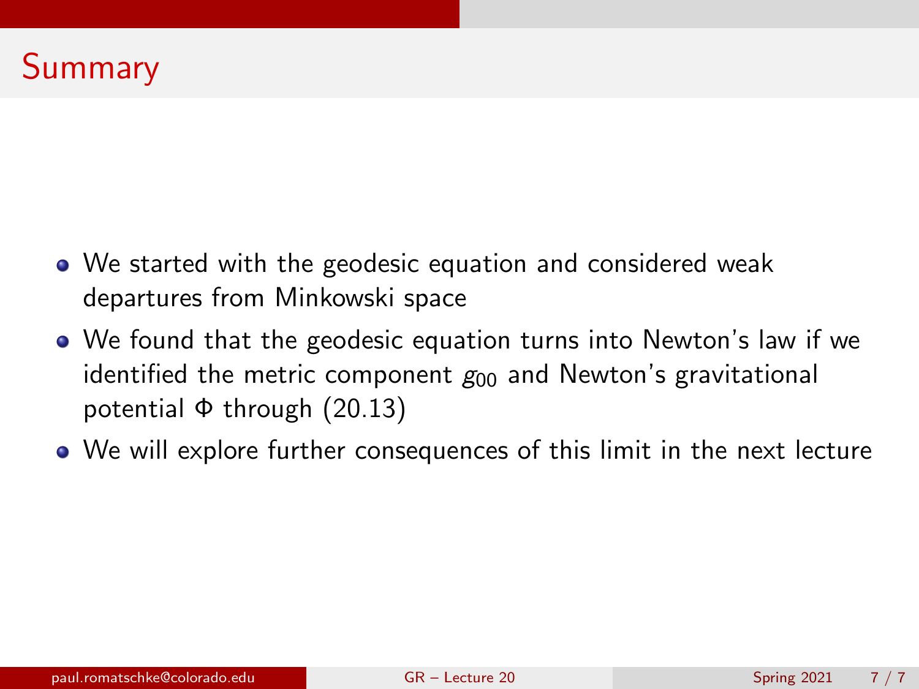# Summary

- We started with the geodesic equation and considered weak departures from Minkowski space
- We found that the geodesic equation turns into Newton's law if we identified the metric component $g_{00}$ and Newton's gravitational potential $\Phi$ through (20.13)
- We will explore further consequences of this limit in the next lecture